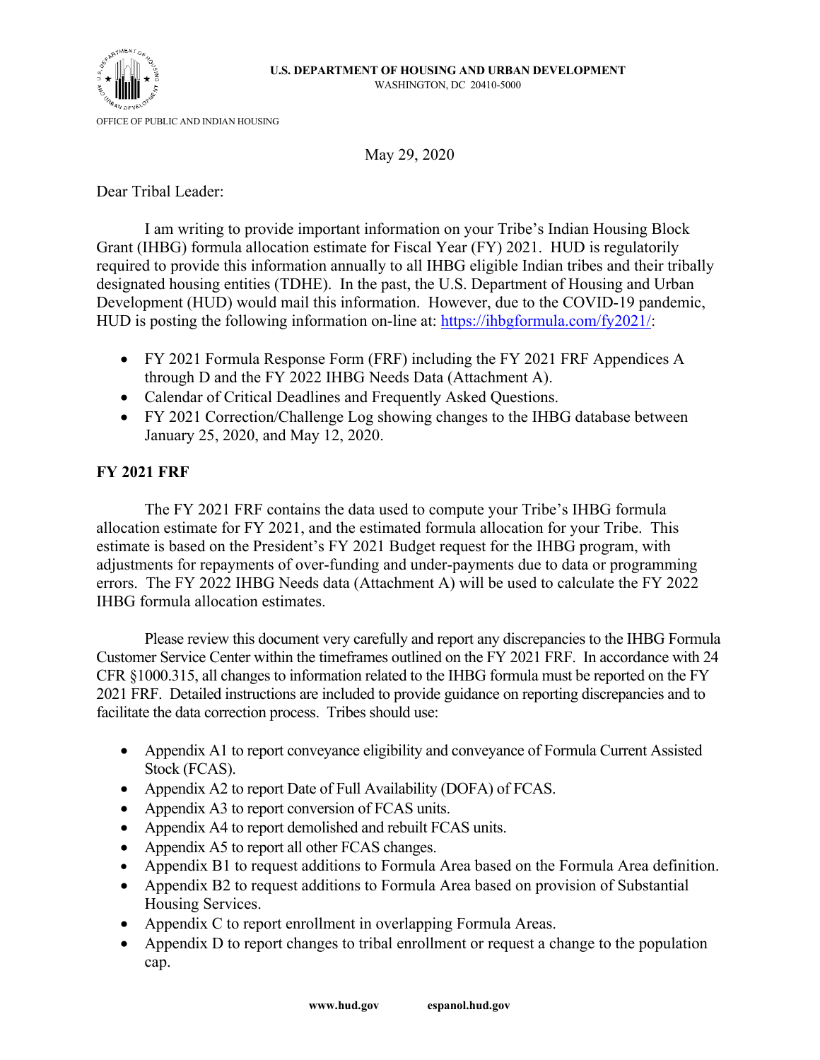U.S. DEPARTMENT OF HOUSING AND URBAN DEVELOPMENT
WASHINGTON, DC 20410-5000

OFFICE OF PUBLIC AND INDIAN HOUSING

May 29, 2020

Dear Tribal Leader:

I am writing to provide important information on your Tribe's Indian Housing Block Grant (IHBG) formula allocation estimate for Fiscal Year (FY) 2021. HUD is regulatorily required to provide this information annually to all IHBG eligible Indian tribes and their tribally designated housing entities (TDHE). In the past, the U.S. Department of Housing and Urban Development (HUD) would mail this information. However, due to the COVID-19 pandemic, HUD is posting the following information on-line at: https://ihbgformula.com/fy2021/:

- FY 2021 Formula Response Form (FRF) including the FY 2021 FRF Appendices A through D and the FY 2022 IHBG Needs Data (Attachment A).
- Calendar of Critical Deadlines and Frequently Asked Questions.
- FY 2021 Correction/Challenge Log showing changes to the IHBG database between January 25, 2020, and May 12, 2020.

**FY 2021 FRF**

The FY 2021 FRF contains the data used to compute your Tribe's IHBG formula allocation estimate for FY 2021, and the estimated formula allocation for your Tribe. This estimate is based on the President's FY 2021 Budget request for the IHBG program, with adjustments for repayments of over-funding and under-payments due to data or programming errors. The FY 2022 IHBG Needs data (Attachment A) will be used to calculate the FY 2022 IHBG formula allocation estimates.

Please review this document very carefully and report any discrepancies to the IHBG Formula Customer Service Center within the timeframes outlined on the FY 2021 FRF. In accordance with 24 CFR §1000.315, all changes to information related to the IHBG formula must be reported on the FY 2021 FRF. Detailed instructions are included to provide guidance on reporting discrepancies and to facilitate the data correction process. Tribes should use:

- Appendix A1 to report conveyance eligibility and conveyance of Formula Current Assisted Stock (FCAS).
- Appendix A2 to report Date of Full Availability (DOFA) of FCAS.
- Appendix A3 to report conversion of FCAS units.
- Appendix A4 to report demolished and rebuilt FCAS units.
- Appendix A5 to report all other FCAS changes.
- Appendix B1 to request additions to Formula Area based on the Formula Area definition.
- Appendix B2 to request additions to Formula Area based on provision of Substantial Housing Services.
- Appendix C to report enrollment in overlapping Formula Areas.
- Appendix D to report changes to tribal enrollment or request a change to the population cap.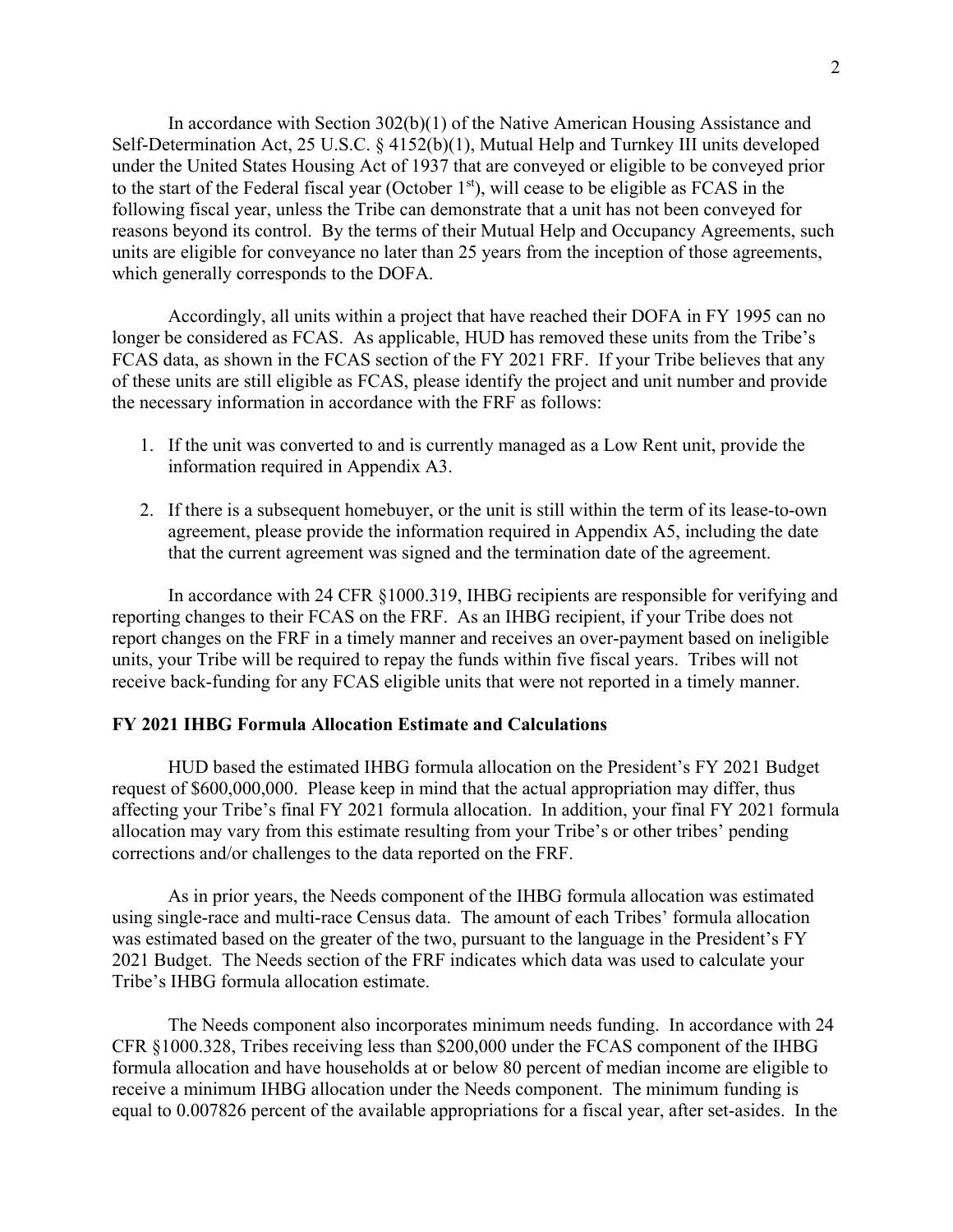In accordance with Section 302(b)(1) of the Native American Housing Assistance and Self-Determination Act, 25 U.S.C. § 4152(b)(1), Mutual Help and Turnkey III units developed under the United States Housing Act of 1937 that are conveyed or eligible to be conveyed prior to the start of the Federal fiscal year (October 1st), will cease to be eligible as FCAS in the following fiscal year, unless the Tribe can demonstrate that a unit has not been conveyed for reasons beyond its control. By the terms of their Mutual Help and Occupancy Agreements, such units are eligible for conveyance no later than 25 years from the inception of those agreements, which generally corresponds to the DOFA.

Accordingly, all units within a project that have reached their DOFA in FY 1995 can no longer be considered as FCAS. As applicable, HUD has removed these units from the Tribe's FCAS data, as shown in the FCAS section of the FY 2021 FRF. If your Tribe believes that any of these units are still eligible as FCAS, please identify the project and unit number and provide the necessary information in accordance with the FRF as follows:

1. If the unit was converted to and is currently managed as a Low Rent unit, provide the information required in Appendix A3.
2. If there is a subsequent homebuyer, or the unit is still within the term of its lease-to-own agreement, please provide the information required in Appendix A5, including the date that the current agreement was signed and the termination date of the agreement.

In accordance with 24 CFR §1000.319, IHBG recipients are responsible for verifying and reporting changes to their FCAS on the FRF. As an IHBG recipient, if your Tribe does not report changes on the FRF in a timely manner and receives an over-payment based on ineligible units, your Tribe will be required to repay the funds within five fiscal years. Tribes will not receive back-funding for any FCAS eligible units that were not reported in a timely manner.

**FY 2021 IHBG Formula Allocation Estimate and Calculations**

HUD based the estimated IHBG formula allocation on the President's FY 2021 Budget request of $600,000,000. Please keep in mind that the actual appropriation may differ, thus affecting your Tribe's final FY 2021 formula allocation. In addition, your final FY 2021 formula allocation may vary from this estimate resulting from your Tribe's or other tribes' pending corrections and/or challenges to the data reported on the FRF.

As in prior years, the Needs component of the IHBG formula allocation was estimated using single-race and multi-race Census data. The amount of each Tribes' formula allocation was estimated based on the greater of the two, pursuant to the language in the President's FY 2021 Budget. The Needs section of the FRF indicates which data was used to calculate your Tribe's IHBG formula allocation estimate.

The Needs component also incorporates minimum needs funding. In accordance with 24 CFR §1000.328, Tribes receiving less than $200,000 under the FCAS component of the IHBG formula allocation and have households at or below 80 percent of median income are eligible to receive a minimum IHBG allocation under the Needs component. The minimum funding is equal to 0.007826 percent of the available appropriations for a fiscal year, after set-asides. In the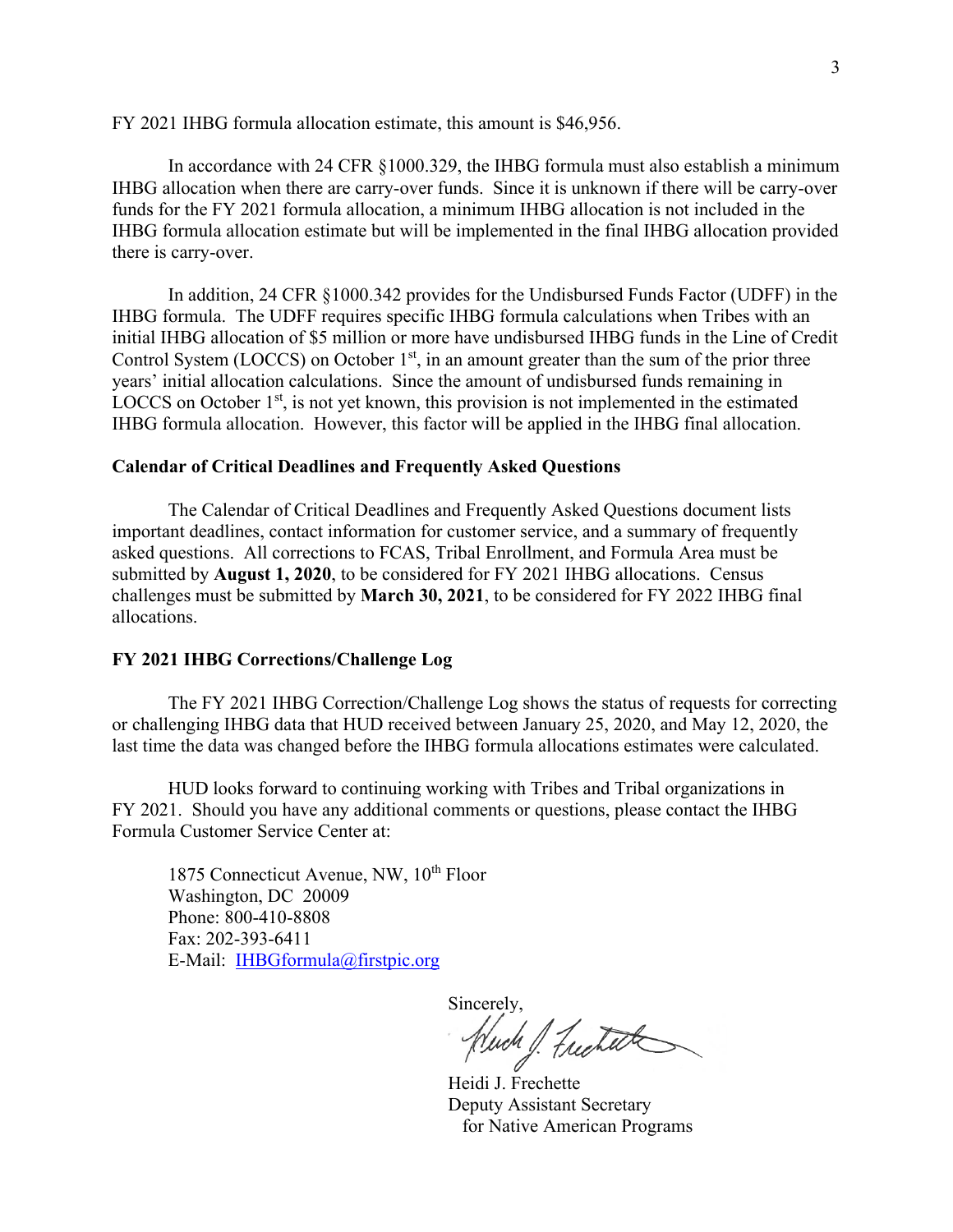FY 2021 IHBG formula allocation estimate, this amount is $46,956.

In accordance with 24 CFR §1000.329, the IHBG formula must also establish a minimum IHBG allocation when there are carry-over funds. Since it is unknown if there will be carry-over funds for the FY 2021 formula allocation, a minimum IHBG allocation is not included in the IHBG formula allocation estimate but will be implemented in the final IHBG allocation provided there is carry-over.

In addition, 24 CFR §1000.342 provides for the Undisbursed Funds Factor (UDFF) in the IHBG formula. The UDFF requires specific IHBG formula calculations when Tribes with an initial IHBG allocation of $5 million or more have undisbursed IHBG funds in the Line of Credit Control System (LOCCS) on October 1st, in an amount greater than the sum of the prior three years' initial allocation calculations. Since the amount of undisbursed funds remaining in LOCCS on October 1st, is not yet known, this provision is not implemented in the estimated IHBG formula allocation. However, this factor will be applied in the IHBG final allocation.

**Calendar of Critical Deadlines and Frequently Asked Questions**

The Calendar of Critical Deadlines and Frequently Asked Questions document lists important deadlines, contact information for customer service, and a summary of frequently asked questions. All corrections to FCAS, Tribal Enrollment, and Formula Area must be submitted by **August 1, 2020**, to be considered for FY 2021 IHBG allocations. Census challenges must be submitted by **March 30, 2021**, to be considered for FY 2022 IHBG final allocations.

**FY 2021 IHBG Corrections/Challenge Log**

The FY 2021 IHBG Correction/Challenge Log shows the status of requests for correcting or challenging IHBG data that HUD received between January 25, 2020, and May 12, 2020, the last time the data was changed before the IHBG formula allocations estimates were calculated.

HUD looks forward to continuing working with Tribes and Tribal organizations in FY 2021. Should you have any additional comments or questions, please contact the IHBG Formula Customer Service Center at:

1875 Connecticut Avenue, NW, 10th Floor
Washington, DC 20009
Phone: 800-410-8808
Fax: 202-393-6411
E-Mail: IHBGformula@firstpic.org

Sincerely,

Heidi J. Frechette
Deputy Assistant Secretary
for Native American Programs